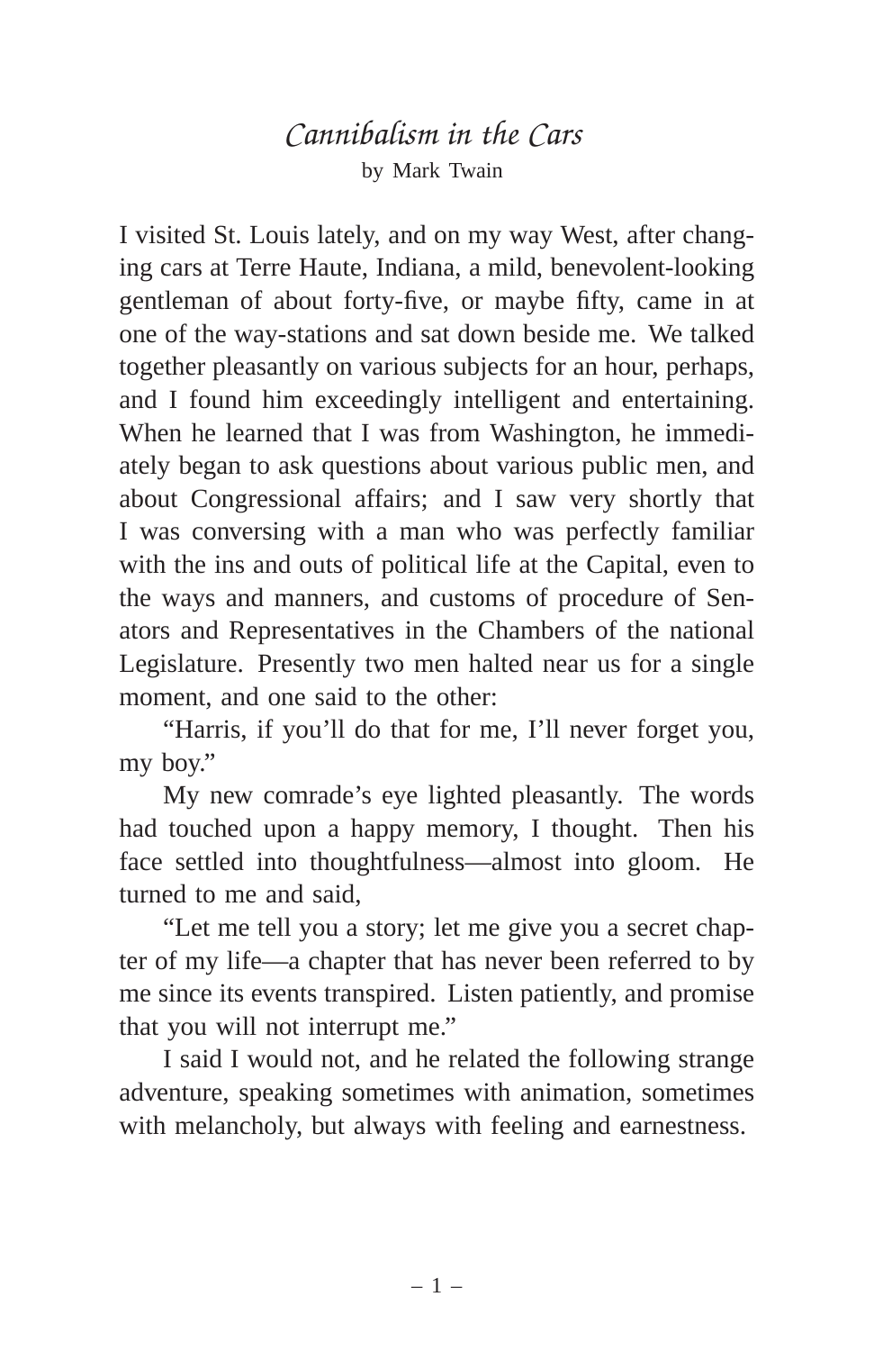# *Cannibalism in the Cars*

by Mark Twain

I visited St. Louis lately, and on my way West, after changing cars at Terre Haute, Indiana, a mild, benevolent-looking gentleman of about forty-five, or maybe fifty, came in at one of the way-stations and sat down beside me. We talked together pleasantly on various subjects for an hour, perhaps, and I found him exceedingly intelligent and entertaining. When he learned that I was from Washington, he immediately began to ask questions about various public men, and about Congressional affairs; and I saw very shortly that I was conversing with a man who was perfectly familiar with the ins and outs of political life at the Capital, even to the ways and manners, and customs of procedure of Senators and Representatives in the Chambers of the national Legislature. Presently two men halted near us for a single moment, and one said to the other:

"Harris, if you'll do that for me, I'll never forget you, my boy."

My new comrade's eye lighted pleasantly. The words had touched upon a happy memory, I thought. Then his face settled into thoughtfulness—almost into gloom. He turned to me and said,

"Let me tell you a story; let me give you a secret chapter of my life—a chapter that has never been referred to by me since its events transpired. Listen patiently, and promise that you will not interrupt me."

I said I would not, and he related the following strange adventure, speaking sometimes with animation, sometimes with melancholy, but always with feeling and earnestness.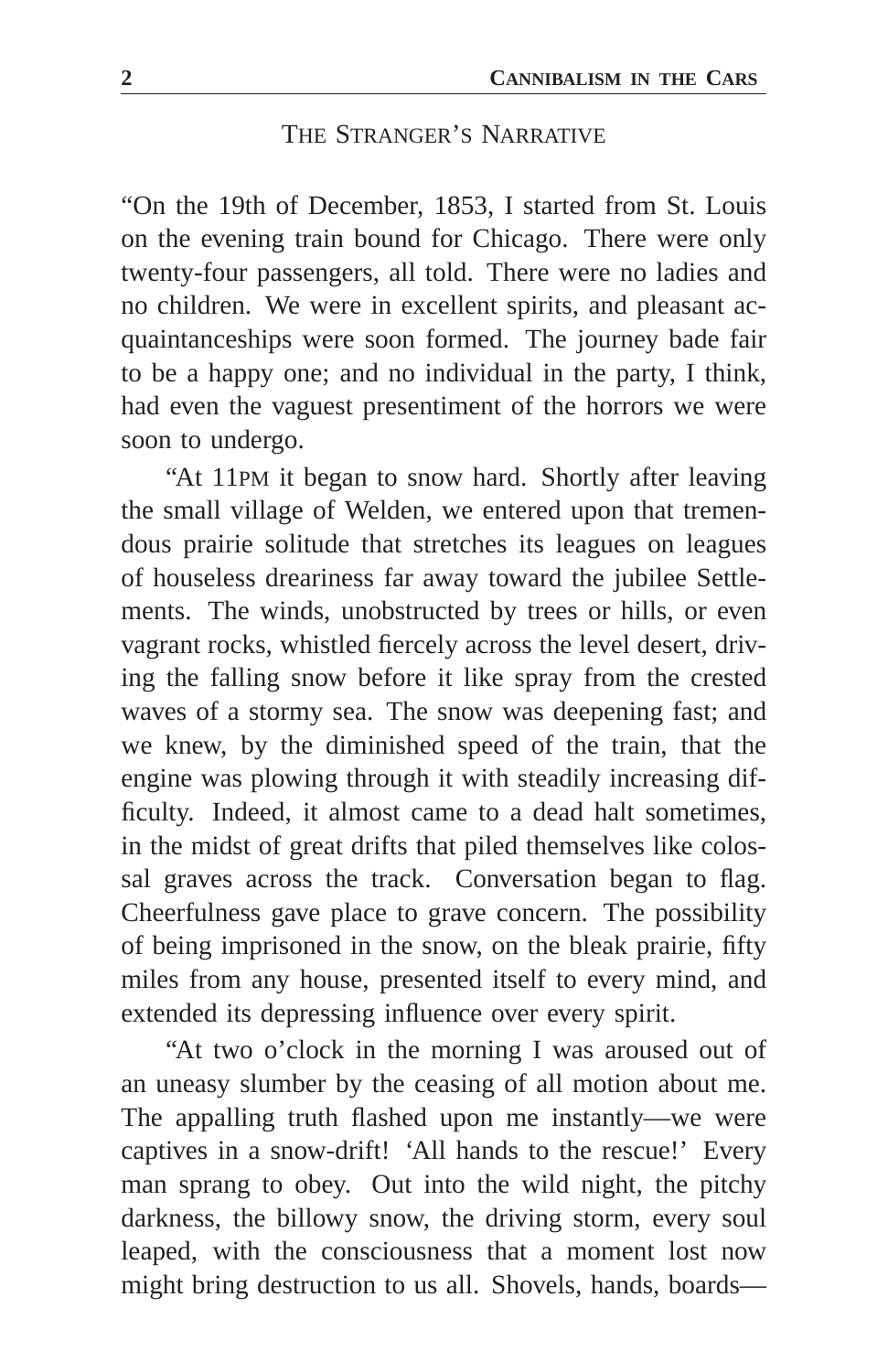## THE STRANGER'S NARRATIVE

"On the 19th of December, 1853, I started from St. Louis on the evening train bound for Chicago. There were only twenty-four passengers, all told. There were no ladies and no children. We were in excellent spirits, and pleasant acquaintanceships were soon formed. The journey bade fair to be a happy one; and no individual in the party, I think, had even the vaguest presentiment of the horrors we were soon to undergo.

"At 11PM it began to snow hard. Shortly after leaving the small village of Welden, we entered upon that tremendous prairie solitude that stretches its leagues on leagues of houseless dreariness far away toward the jubilee Settlements. The winds, unobstructed by trees or hills, or even vagrant rocks, whistled fiercely across the level desert, driving the falling snow before it like spray from the crested waves of a stormy sea. The snow was deepening fast; and we knew, by the diminished speed of the train, that the engine was plowing through it with steadily increasing difficulty. Indeed, it almost came to a dead halt sometimes, in the midst of great drifts that piled themselves like colossal graves across the track. Conversation began to flag. Cheerfulness gave place to grave concern. The possibility of being imprisoned in the snow, on the bleak prairie, fifty miles from any house, presented itself to every mind, and extended its depressing influence over every spirit.

"At two o'clock in the morning I was aroused out of an uneasy slumber by the ceasing of all motion about me. The appalling truth flashed upon me instantly—we were captives in a snow-drift! 'All hands to the rescue!' Every man sprang to obey. Out into the wild night, the pitchy darkness, the billowy snow, the driving storm, every soul leaped, with the consciousness that a moment lost now might bring destruction to us all. Shovels, hands, boards—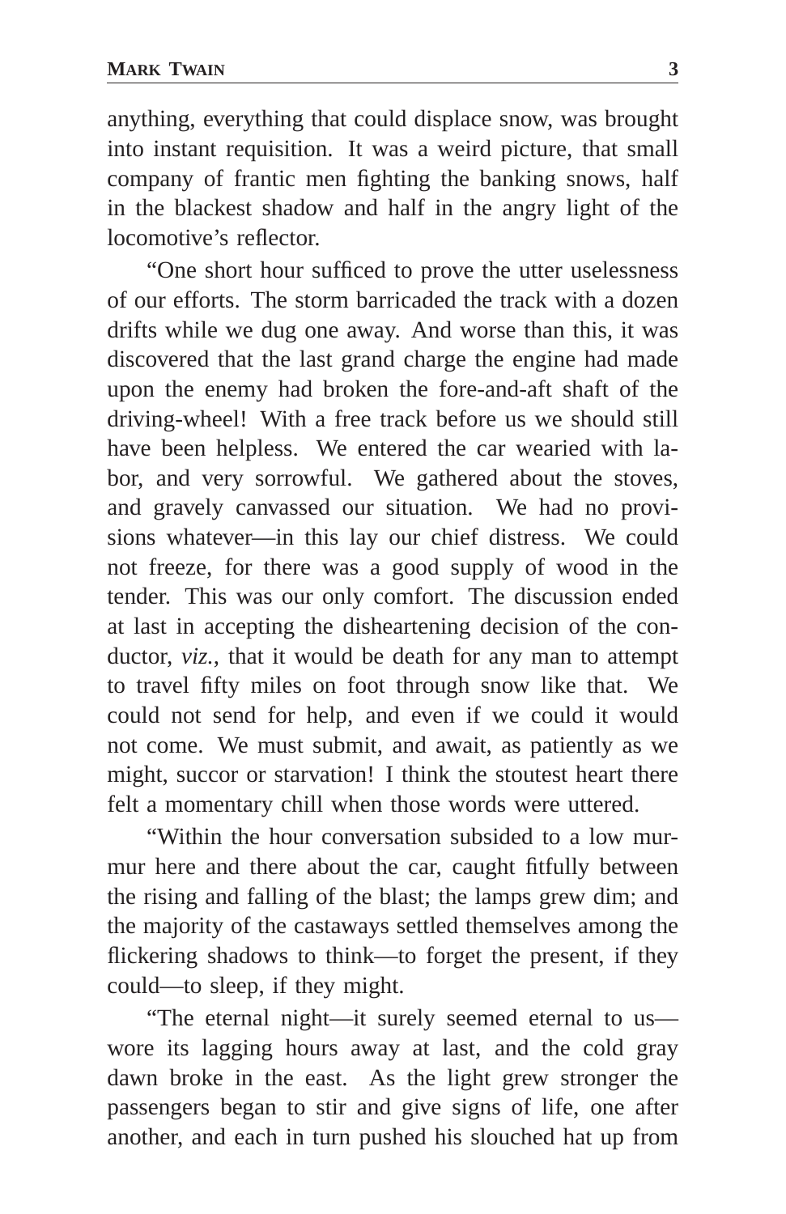anything, everything that could displace snow, was brought into instant requisition. It was a weird picture, that small company of frantic men fighting the banking snows, half in the blackest shadow and half in the angry light of the locomotive's reflector.

"One short hour sufficed to prove the utter uselessness of our efforts. The storm barricaded the track with a dozen drifts while we dug one away. And worse than this, it was discovered that the last grand charge the engine had made upon the enemy had broken the fore-and-aft shaft of the driving-wheel! With a free track before us we should still have been helpless. We entered the car wearied with labor, and very sorrowful. We gathered about the stoves, and gravely canvassed our situation. We had no provisions whatever—in this lay our chief distress. We could not freeze, for there was a good supply of wood in the tender. This was our only comfort. The discussion ended at last in accepting the disheartening decision of the conductor, *viz.*, that it would be death for any man to attempt to travel fifty miles on foot through snow like that. We could not send for help, and even if we could it would not come. We must submit, and await, as patiently as we might, succor or starvation! I think the stoutest heart there felt a momentary chill when those words were uttered.

"Within the hour conversation subsided to a low murmur here and there about the car, caught fitfully between the rising and falling of the blast; the lamps grew dim; and the majority of the castaways settled themselves among the flickering shadows to think—to forget the present, if they could—to sleep, if they might.

"The eternal night—it surely seemed eternal to us—wore its lagging hours away at last, and the cold gray dawn broke in the east. As the light grew stronger the passengers began to stir and give signs of life, one after another, and each in turn pushed his slouched hat up from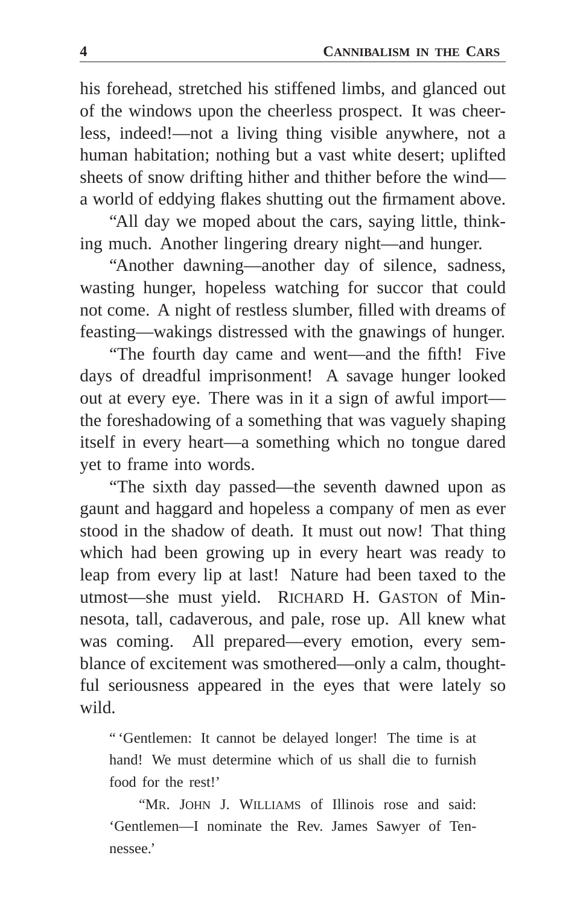his forehead, stretched his stiffened limbs, and glanced out of the windows upon the cheerless prospect. It was cheerless, indeed!—not a living thing visible anywhere, not a human habitation; nothing but a vast white desert; uplifted sheets of snow drifting hither and thither before the wind—a world of eddying flakes shutting out the firmament above.

"All day we moped about the cars, saying little, thinking much. Another lingering dreary night—and hunger.

"Another dawning—another day of silence, sadness, wasting hunger, hopeless watching for succor that could not come. A night of restless slumber, filled with dreams of feasting—wakings distressed with the gnawings of hunger.

"The fourth day came and went—and the fifth! Five days of dreadful imprisonment! A savage hunger looked out at every eye. There was in it a sign of awful import—the foreshadowing of a something that was vaguely shaping itself in every heart—a something which no tongue dared yet to frame into words.

"The sixth day passed—the seventh dawned upon as gaunt and haggard and hopeless a company of men as ever stood in the shadow of death. It must out now! That thing which had been growing up in every heart was ready to leap from every lip at last! Nature had been taxed to the utmost—she must yield. RICHARD H. GASTON of Minnesota, tall, cadaverous, and pale, rose up. All knew what was coming. All prepared—every emotion, every semblance of excitement was smothered—only a calm, thoughtful seriousness appeared in the eyes that were lately so wild.

> " 'Gentlemen: It cannot be delayed longer! The time is at hand! We must determine which of us shall die to furnish food for the rest!'
>
> "MR. JOHN J. WILLIAMS of Illinois rose and said: 'Gentlemen—I nominate the Rev. James Sawyer of Tennessee.'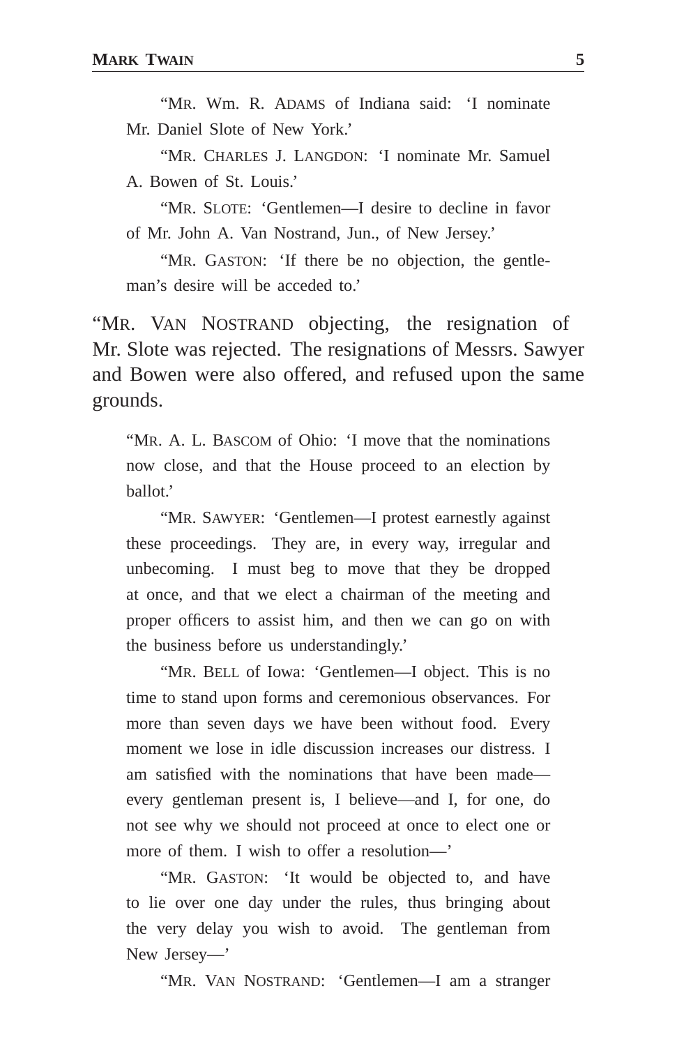"MR. Wm. R. ADAMS of Indiana said: 'I nominate Mr. Daniel Slote of New York.'

"MR. CHARLES J. LANGDON: 'I nominate Mr. Samuel A. Bowen of St. Louis.'

"MR. SLOTE: 'Gentlemen—I desire to decline in favor of Mr. John A. Van Nostrand, Jun., of New Jersey.'

"MR. GASTON: 'If there be no objection, the gentleman's desire will be acceded to.'

"MR. VAN NOSTRAND objecting, the resignation of Mr. Slote was rejected. The resignations of Messrs. Sawyer and Bowen were also offered, and refused upon the same grounds.

"MR. A. L. BASCOM of Ohio: 'I move that the nominations now close, and that the House proceed to an election by ballot.'

"MR. SAWYER: 'Gentlemen—I protest earnestly against these proceedings. They are, in every way, irregular and unbecoming. I must beg to move that they be dropped at once, and that we elect a chairman of the meeting and proper officers to assist him, and then we can go on with the business before us understandingly.'

"MR. BELL of Iowa: 'Gentlemen—I object. This is no time to stand upon forms and ceremonious observances. For more than seven days we have been without food. Every moment we lose in idle discussion increases our distress. I am satisfied with the nominations that have been made—every gentleman present is, I believe—and I, for one, do not see why we should not proceed at once to elect one or more of them. I wish to offer a resolution—'

"MR. GASTON: 'It would be objected to, and have to lie over one day under the rules, thus bringing about the very delay you wish to avoid. The gentleman from New Jersey—'

"MR. VAN NOSTRAND: 'Gentlemen—I am a stranger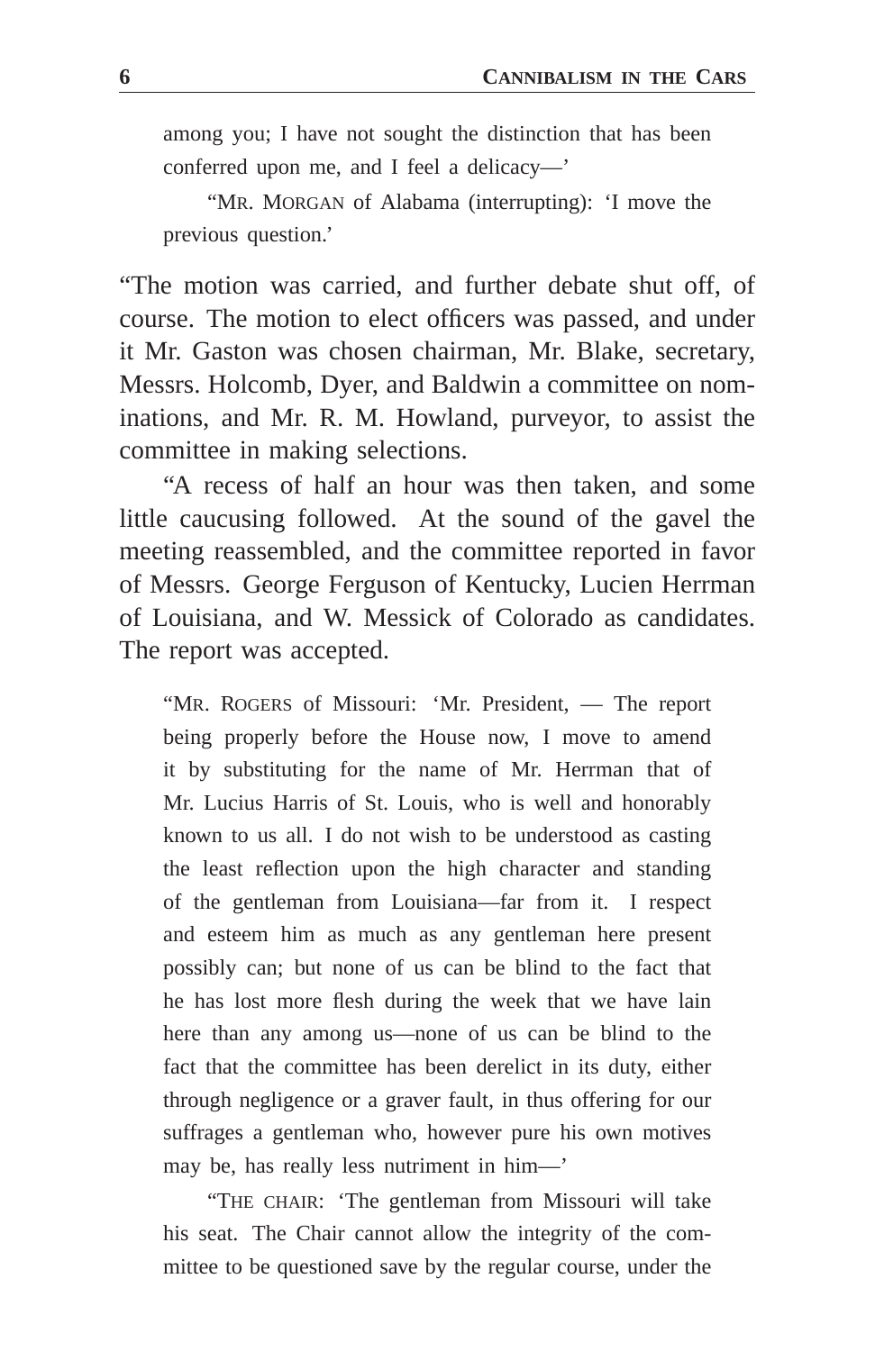among you; I have not sought the distinction that has been conferred upon me, and I feel a delicacy—'

"MR. MORGAN of Alabama (interrupting): 'I move the previous question.'

"The motion was carried, and further debate shut off, of course. The motion to elect officers was passed, and under it Mr. Gaston was chosen chairman, Mr. Blake, secretary, Messrs. Holcomb, Dyer, and Baldwin a committee on nominations, and Mr. R. M. Howland, purveyor, to assist the committee in making selections.

"A recess of half an hour was then taken, and some little caucusing followed. At the sound of the gavel the meeting reassembled, and the committee reported in favor of Messrs. George Ferguson of Kentucky, Lucien Herrman of Louisiana, and W. Messick of Colorado as candidates. The report was accepted.

"MR. ROGERS of Missouri: 'Mr. President, — The report being properly before the House now, I move to amend it by substituting for the name of Mr. Herrman that of Mr. Lucius Harris of St. Louis, who is well and honorably known to us all. I do not wish to be understood as casting the least reflection upon the high character and standing of the gentleman from Louisiana—far from it. I respect and esteem him as much as any gentleman here present possibly can; but none of us can be blind to the fact that he has lost more flesh during the week that we have lain here than any among us—none of us can be blind to the fact that the committee has been derelict in its duty, either through negligence or a graver fault, in thus offering for our suffrages a gentleman who, however pure his own motives may be, has really less nutriment in him—'

"THE CHAIR: 'The gentleman from Missouri will take his seat. The Chair cannot allow the integrity of the committee to be questioned save by the regular course, under the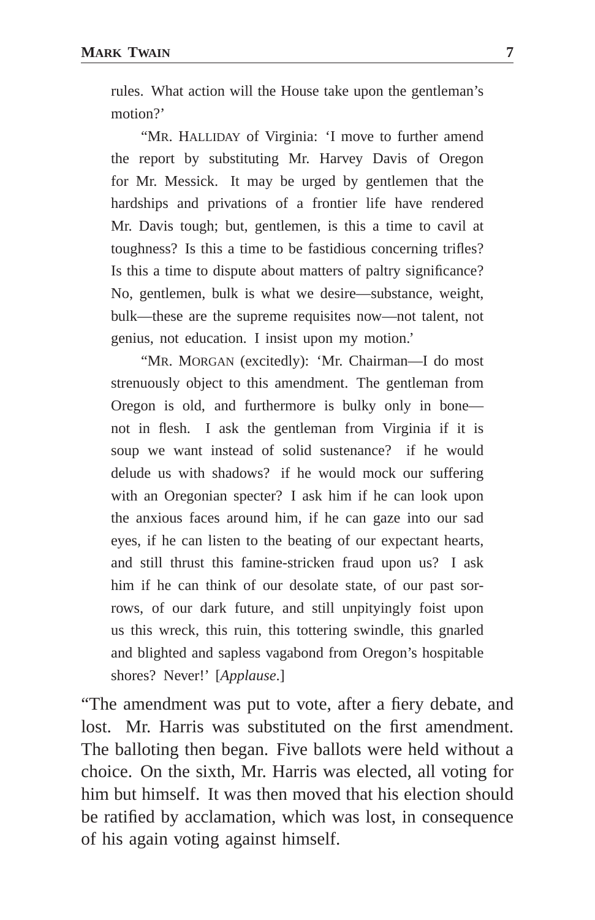rules. What action will the House take upon the gentleman's motion?'

> "MR. HALLIDAY of Virginia: 'I move to further amend the report by substituting Mr. Harvey Davis of Oregon for Mr. Messick. It may be urged by gentlemen that the hardships and privations of a frontier life have rendered Mr. Davis tough; but, gentlemen, is this a time to cavil at toughness? Is this a time to be fastidious concerning trifles? Is this a time to dispute about matters of paltry significance? No, gentlemen, bulk is what we desire—substance, weight, bulk—these are the supreme requisites now—not talent, not genius, not education. I insist upon my motion.'
>
> "MR. MORGAN (excitedly): 'Mr. Chairman—I do most strenuously object to this amendment. The gentleman from Oregon is old, and furthermore is bulky only in bone—not in flesh. I ask the gentleman from Virginia if it is soup we want instead of solid sustenance? if he would delude us with shadows? if he would mock our suffering with an Oregonian specter? I ask him if he can look upon the anxious faces around him, if he can gaze into our sad eyes, if he can listen to the beating of our expectant hearts, and still thrust this famine-stricken fraud upon us? I ask him if he can think of our desolate state, of our past sorrows, of our dark future, and still unpityingly foist upon us this wreck, this ruin, this tottering swindle, this gnarled and blighted and sapless vagabond from Oregon's hospitable shores? Never!' [*Applause*.]

"The amendment was put to vote, after a fiery debate, and lost. Mr. Harris was substituted on the first amendment. The balloting then began. Five ballots were held without a choice. On the sixth, Mr. Harris was elected, all voting for him but himself. It was then moved that his election should be ratified by acclamation, which was lost, in consequence of his again voting against himself.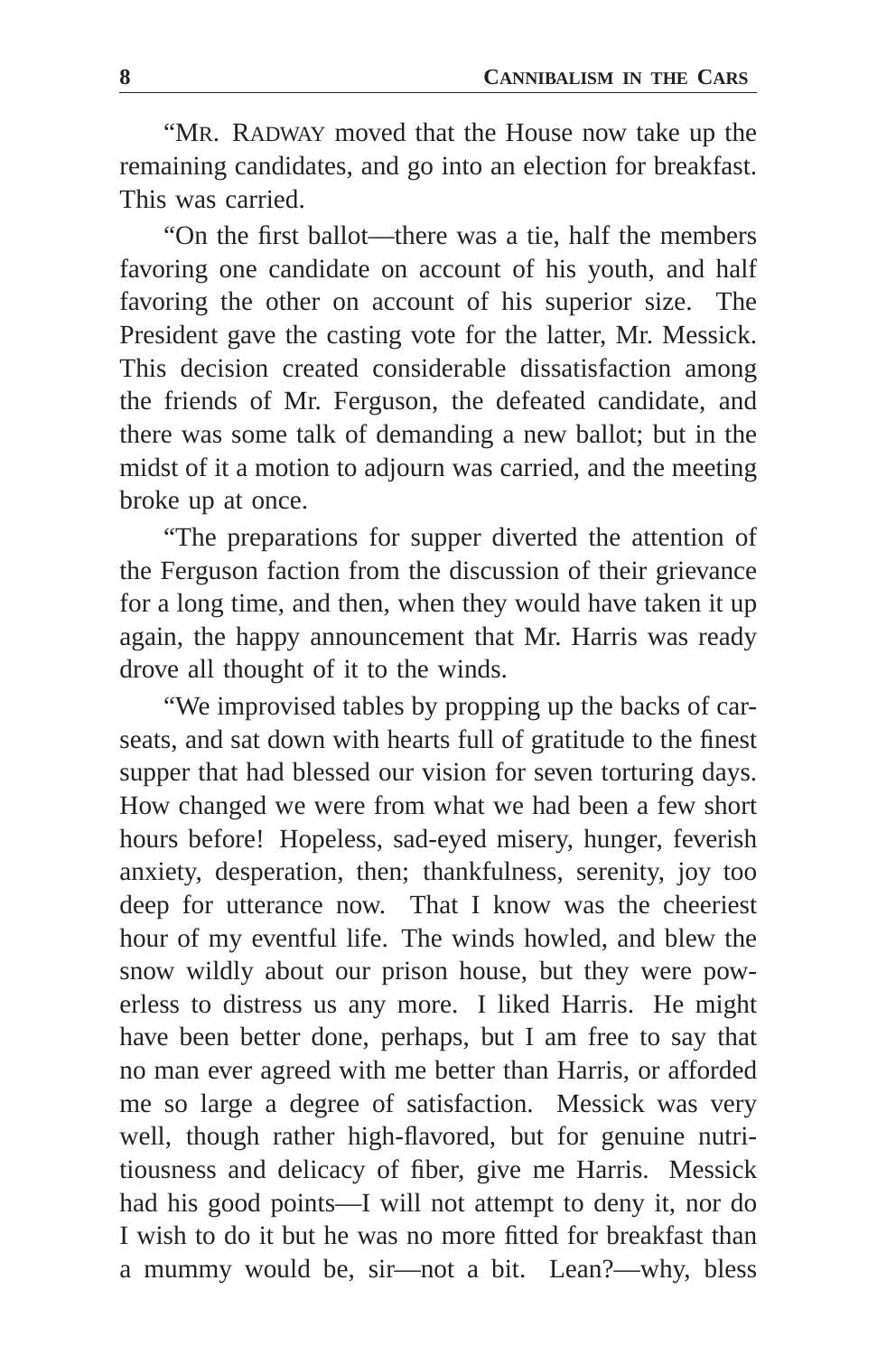"MR. RADWAY moved that the House now take up the remaining candidates, and go into an election for breakfast. This was carried.

"On the first ballot—there was a tie, half the members favoring one candidate on account of his youth, and half favoring the other on account of his superior size. The President gave the casting vote for the latter, Mr. Messick. This decision created considerable dissatisfaction among the friends of Mr. Ferguson, the defeated candidate, and there was some talk of demanding a new ballot; but in the midst of it a motion to adjourn was carried, and the meeting broke up at once.

"The preparations for supper diverted the attention of the Ferguson faction from the discussion of their grievance for a long time, and then, when they would have taken it up again, the happy announcement that Mr. Harris was ready drove all thought of it to the winds.

"We improvised tables by propping up the backs of car-seats, and sat down with hearts full of gratitude to the finest supper that had blessed our vision for seven torturing days. How changed we were from what we had been a few short hours before! Hopeless, sad-eyed misery, hunger, feverish anxiety, desperation, then; thankfulness, serenity, joy too deep for utterance now. That I know was the cheeriest hour of my eventful life. The winds howled, and blew the snow wildly about our prison house, but they were powerless to distress us any more. I liked Harris. He might have been better done, perhaps, but I am free to say that no man ever agreed with me better than Harris, or afforded me so large a degree of satisfaction. Messick was very well, though rather high-flavored, but for genuine nutritiousness and delicacy of fiber, give me Harris. Messick had his good points—I will not attempt to deny it, nor do I wish to do it but he was no more fitted for breakfast than a mummy would be, sir—not a bit. Lean?—why, bless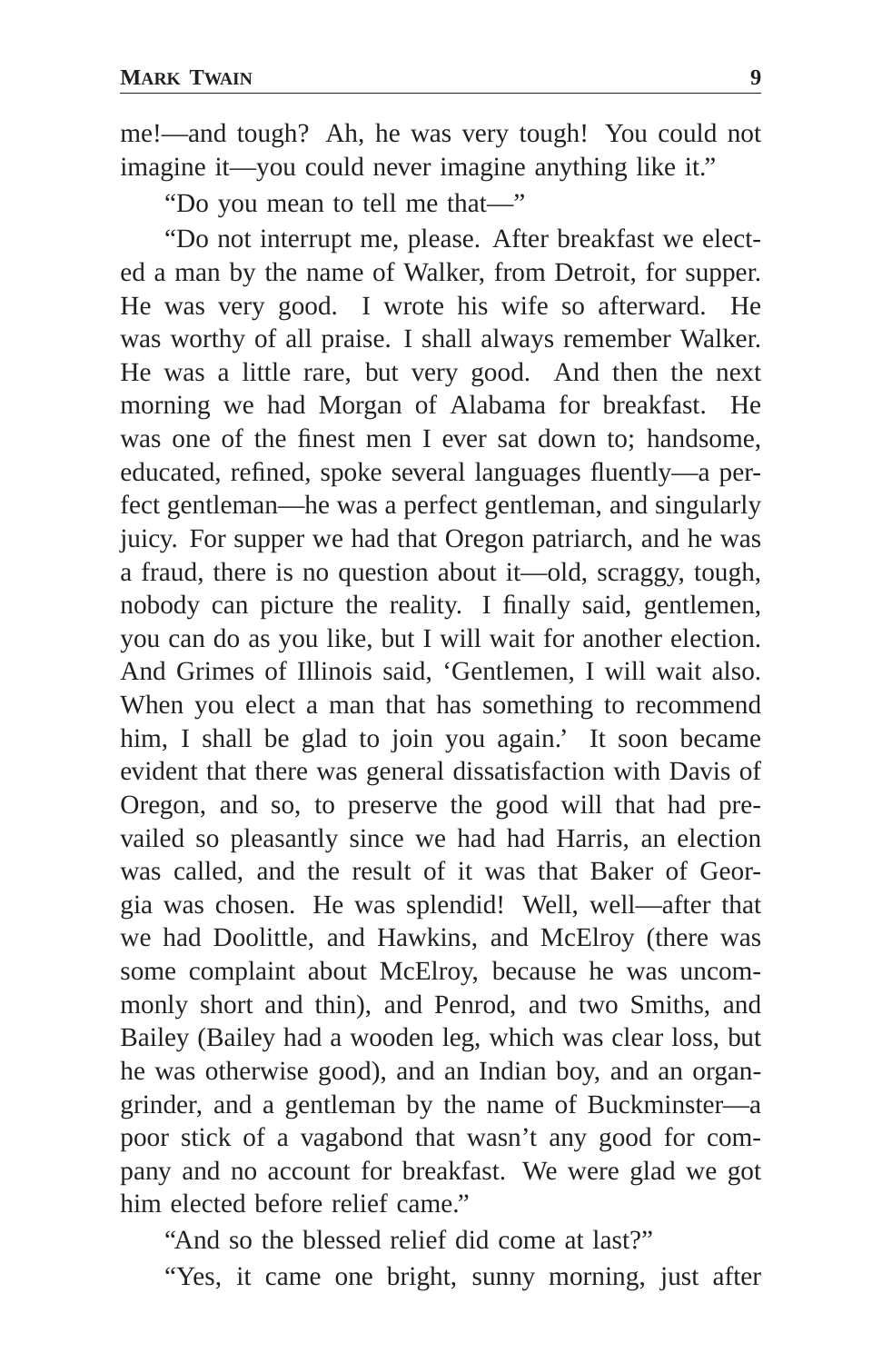me!—and tough? Ah, he was very tough! You could not imagine it—you could never imagine anything like it."

"Do you mean to tell me that—"

"Do not interrupt me, please. After breakfast we elected a man by the name of Walker, from Detroit, for supper. He was very good. I wrote his wife so afterward. He was worthy of all praise. I shall always remember Walker. He was a little rare, but very good. And then the next morning we had Morgan of Alabama for breakfast. He was one of the finest men I ever sat down to; handsome, educated, refined, spoke several languages fluently—a perfect gentleman—he was a perfect gentleman, and singularly juicy. For supper we had that Oregon patriarch, and he was a fraud, there is no question about it—old, scraggy, tough, nobody can picture the reality. I finally said, gentlemen, you can do as you like, but I will wait for another election. And Grimes of Illinois said, 'Gentlemen, I will wait also. When you elect a man that has something to recommend him, I shall be glad to join you again.' It soon became evident that there was general dissatisfaction with Davis of Oregon, and so, to preserve the good will that had prevailed so pleasantly since we had had Harris, an election was called, and the result of it was that Baker of Georgia was chosen. He was splendid! Well, well—after that we had Doolittle, and Hawkins, and McElroy (there was some complaint about McElroy, because he was uncommonly short and thin), and Penrod, and two Smiths, and Bailey (Bailey had a wooden leg, which was clear loss, but he was otherwise good), and an Indian boy, and an organ-grinder, and a gentleman by the name of Buckminster—a poor stick of a vagabond that wasn't any good for company and no account for breakfast. We were glad we got him elected before relief came."

"And so the blessed relief did come at last?"

"Yes, it came one bright, sunny morning, just after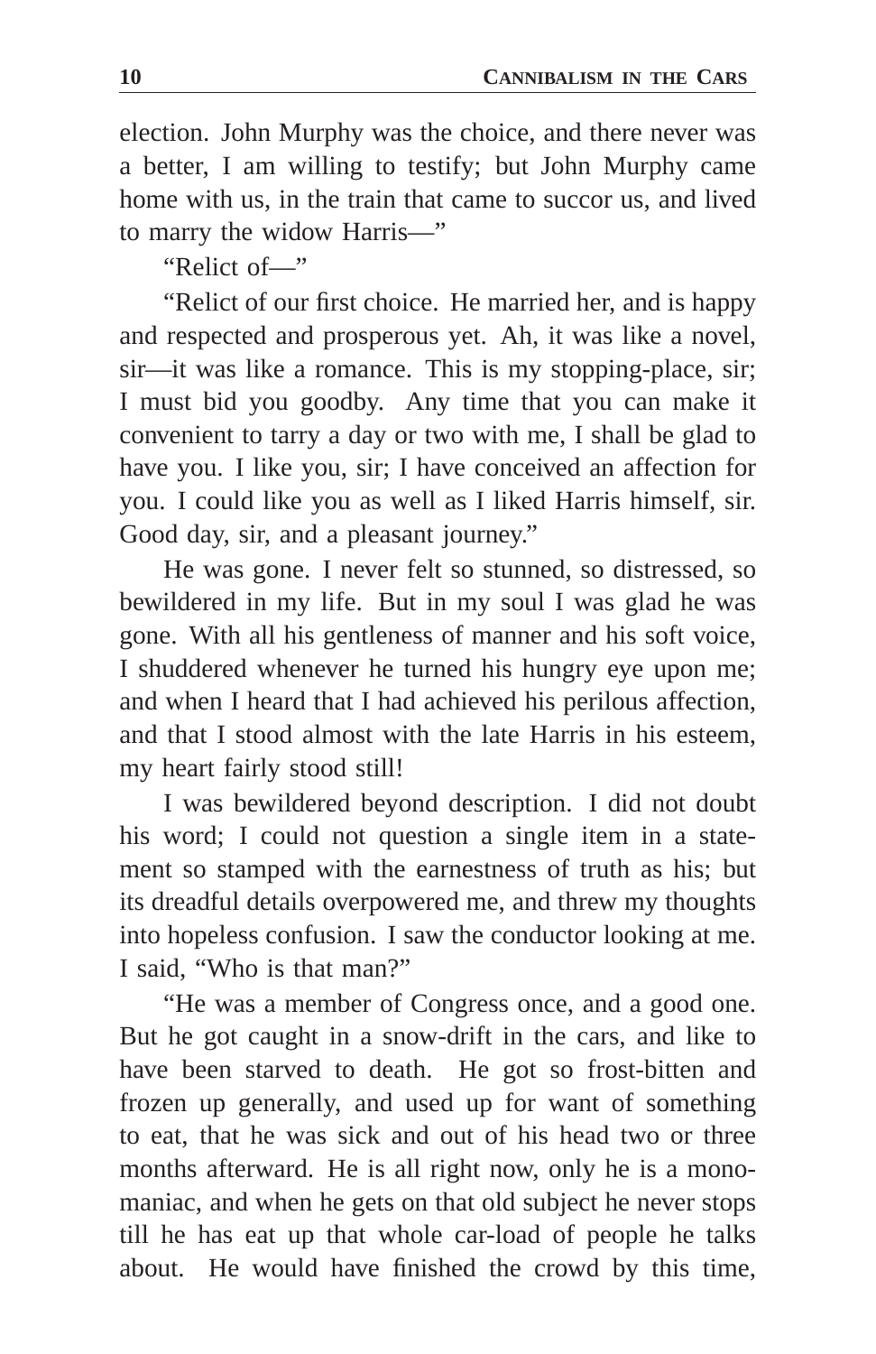election. John Murphy was the choice, and there never was a better, I am willing to testify; but John Murphy came home with us, in the train that came to succor us, and lived to marry the widow Harris—"

"Relict of—"

"Relict of our first choice. He married her, and is happy and respected and prosperous yet. Ah, it was like a novel, sir—it was like a romance. This is my stopping-place, sir; I must bid you goodby. Any time that you can make it convenient to tarry a day or two with me, I shall be glad to have you. I like you, sir; I have conceived an affection for you. I could like you as well as I liked Harris himself, sir. Good day, sir, and a pleasant journey."

He was gone. I never felt so stunned, so distressed, so bewildered in my life. But in my soul I was glad he was gone. With all his gentleness of manner and his soft voice, I shuddered whenever he turned his hungry eye upon me; and when I heard that I had achieved his perilous affection, and that I stood almost with the late Harris in his esteem, my heart fairly stood still!

I was bewildered beyond description. I did not doubt his word; I could not question a single item in a statement so stamped with the earnestness of truth as his; but its dreadful details overpowered me, and threw my thoughts into hopeless confusion. I saw the conductor looking at me. I said, "Who is that man?"

"He was a member of Congress once, and a good one. But he got caught in a snow-drift in the cars, and like to have been starved to death. He got so frost-bitten and frozen up generally, and used up for want of something to eat, that he was sick and out of his head two or three months afterward. He is all right now, only he is a monomaniac, and when he gets on that old subject he never stops till he has eat up that whole car-load of people he talks about. He would have finished the crowd by this time,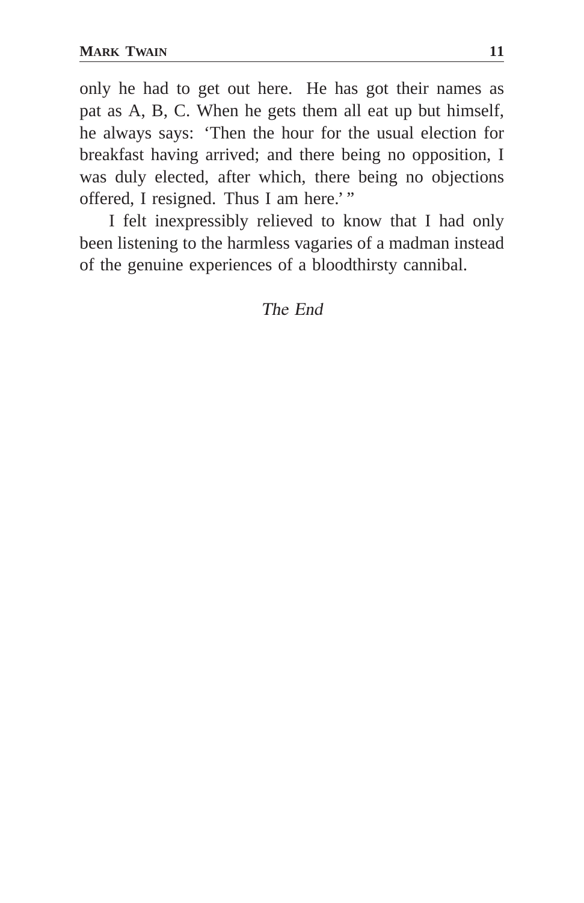only he had to get out here. He has got their names as pat as A, B, C. When he gets them all eat up but himself, he always says: 'Then the hour for the usual election for breakfast having arrived; and there being no opposition, I was duly elected, after which, there being no objections offered, I resigned. Thus I am here.' "

I felt inexpressibly relieved to know that I had only been listening to the harmless vagaries of a madman instead of the genuine experiences of a bloodthirsty cannibal.

*The End*